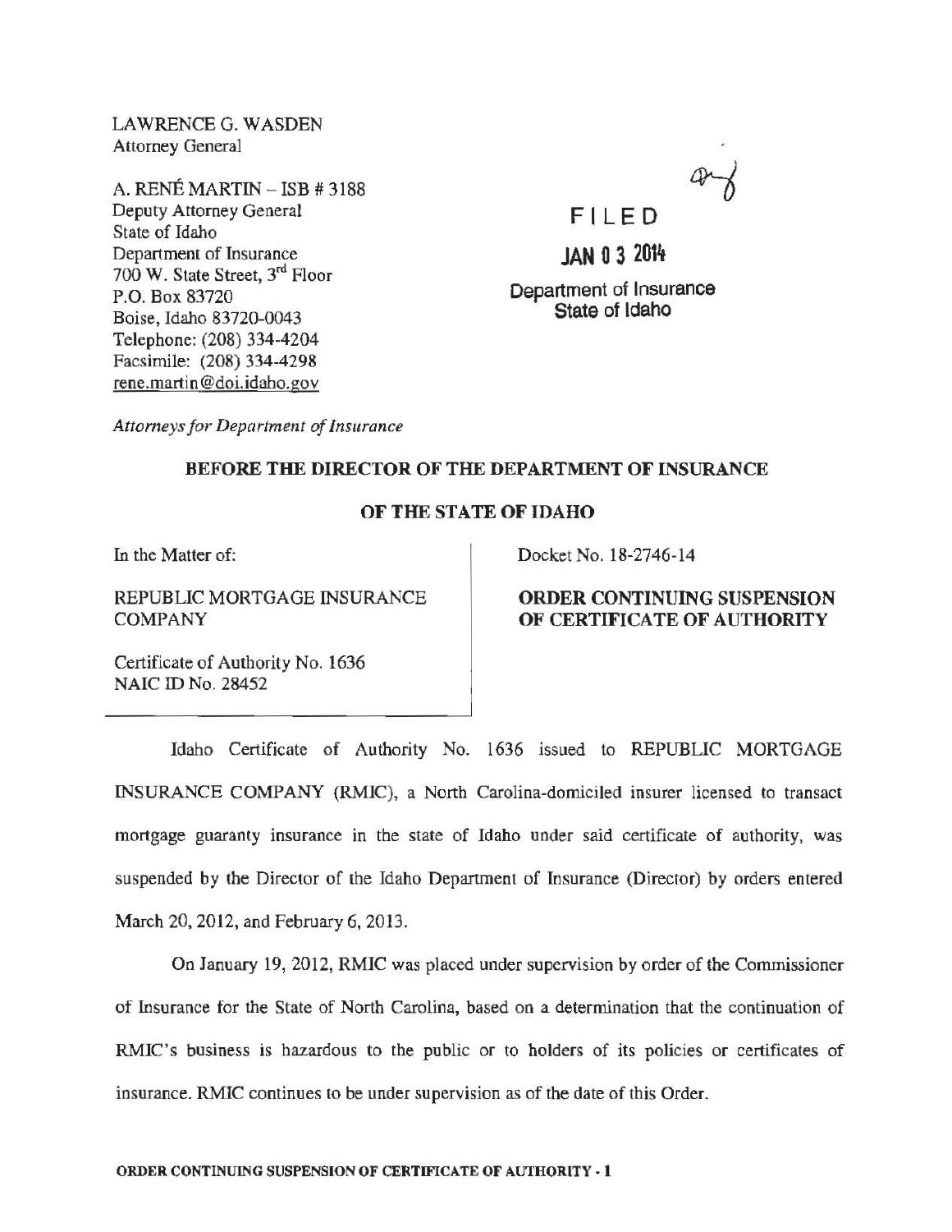LAWRENCE G. WASDEN
Attorney General

A. RENÉ MARTIN – ISB # 3188
Deputy Attorney General
State of Idaho
Department of Insurance
700 W. State Street, 3rd Floor
P.O. Box 83720
Boise, Idaho 83720-0043
Telephone: (208) 334-4204
Facsimile: (208) 334-4298
rene.martin@doi.idaho.gov

*Attorneys for Department of Insurance*

FILED

JAN 03 2014

Department of Insurance
State of Idaho

**BEFORE THE DIRECTOR OF THE DEPARTMENT OF INSURANCE**

**OF THE STATE OF IDAHO**

In the Matter of:

REPUBLIC MORTGAGE INSURANCE COMPANY

Certificate of Authority No. 1636
NAIC ID No. 28452

Docket No. 18-2746-14

**ORDER CONTINUING SUSPENSION OF CERTIFICATE OF AUTHORITY**

Idaho Certificate of Authority No. 1636 issued to REPUBLIC MORTGAGE INSURANCE COMPANY (RMIC), a North Carolina-domiciled insurer licensed to transact mortgage guaranty insurance in the state of Idaho under said certificate of authority, was suspended by the Director of the Idaho Department of Insurance (Director) by orders entered March 20, 2012, and February 6, 2013.

On January 19, 2012, RMIC was placed under supervision by order of the Commissioner of Insurance for the State of North Carolina, based on a determination that the continuation of RMIC's business is hazardous to the public or to holders of its policies or certificates of insurance. RMIC continues to be under supervision as of the date of this Order.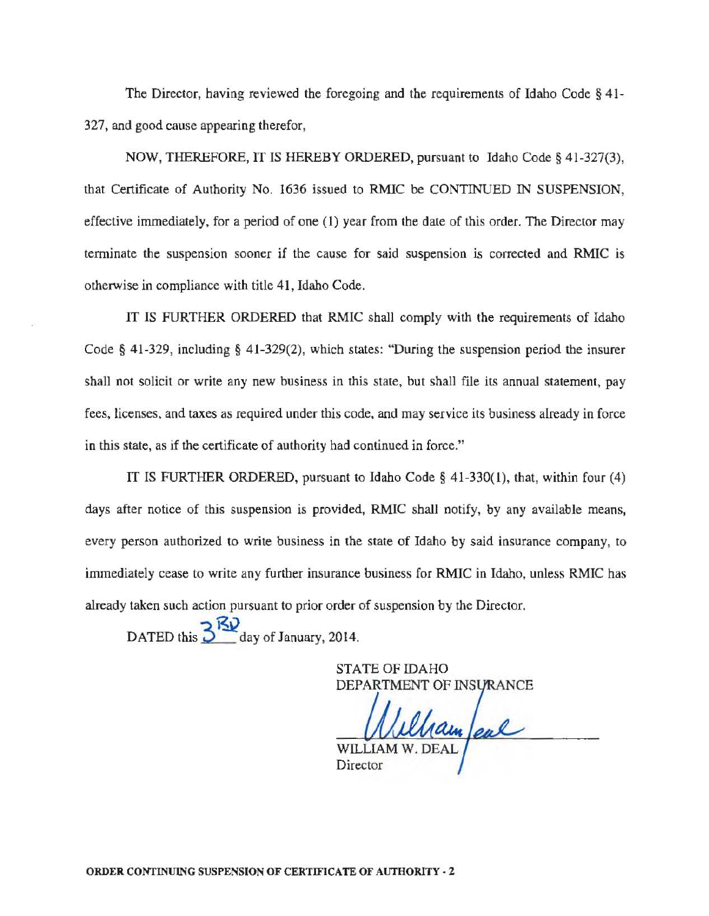The Director, having reviewed the foregoing and the requirements of Idaho Code § 41-327, and good cause appearing therefor,

NOW, THEREFORE, IT IS HEREBY ORDERED, pursuant to Idaho Code § 41-327(3), that Certificate of Authority No. 1636 issued to RMIC be CONTINUED IN SUSPENSION, effective immediately, for a period of one (1) year from the date of this order. The Director may terminate the suspension sooner if the cause for said suspension is corrected and RMIC is otherwise in compliance with title 41, Idaho Code.

IT IS FURTHER ORDERED that RMIC shall comply with the requirements of Idaho Code § 41-329, including § 41-329(2), which states: "During the suspension period the insurer shall not solicit or write any new business in this state, but shall file its annual statement, pay fees, licenses, and taxes as required under this code, and may service its business already in force in this state, as if the certificate of authority had continued in force."

IT IS FURTHER ORDERED, pursuant to Idaho Code § 41-330(1), that, within four (4) days after notice of this suspension is provided, RMIC shall notify, by any available means, every person authorized to write business in the state of Idaho by said insurance company, to immediately cease to write any further insurance business for RMIC in Idaho, unless RMIC has already taken such action pursuant to prior order of suspension by the Director.

DATED this 3RD day of January, 2014.

STATE OF IDAHO
DEPARTMENT OF INSURANCE

William Deal

WILLIAM W. DEAL
Director

**ORDER CONTINUING SUSPENSION OF CERTIFICATE OF AUTHORITY - 2**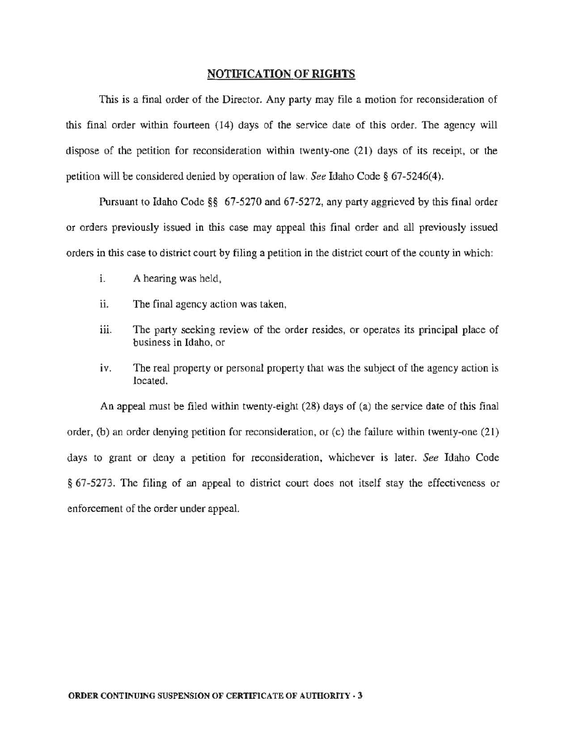## NOTIFICATION OF RIGHTS

This is a final order of the Director. Any party may file a motion for reconsideration of this final order within fourteen (14) days of the service date of this order. The agency will dispose of the petition for reconsideration within twenty-one (21) days of its receipt, or the petition will be considered denied by operation of law. *See* Idaho Code § 67-5246(4).

Pursuant to Idaho Code §§ 67-5270 and 67-5272, any party aggrieved by this final order or orders previously issued in this case may appeal this final order and all previously issued orders in this case to district court by filing a petition in the district court of the county in which:

i. A hearing was held,

ii. The final agency action was taken,

iii. The party seeking review of the order resides, or operates its principal place of business in Idaho, or

iv. The real property or personal property that was the subject of the agency action is located.

An appeal must be filed within twenty-eight (28) days of (a) the service date of this final order, (b) an order denying petition for reconsideration, or (c) the failure within twenty-one (21) days to grant or deny a petition for reconsideration, whichever is later. *See* Idaho Code § 67-5273. The filing of an appeal to district court does not itself stay the effectiveness or enforcement of the order under appeal.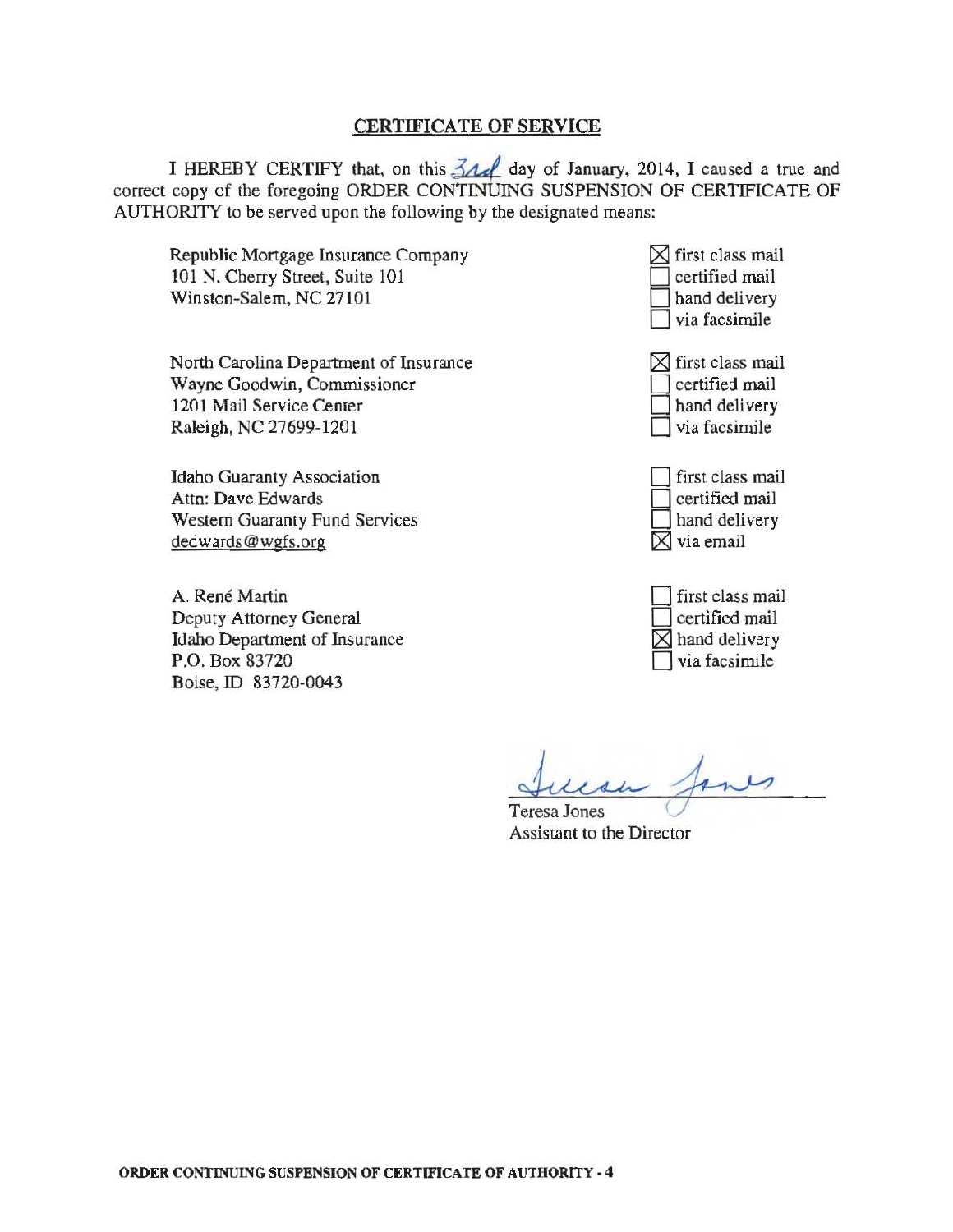## CERTIFICATE OF SERVICE

I HEREBY CERTIFY that, on this 3rd day of January, 2014, I caused a true and correct copy of the foregoing ORDER CONTINUING SUSPENSION OF CERTIFICATE OF AUTHORITY to be served upon the following by the designated means:

| | |
|---|---|
| Republic Mortgage Insurance Company<br>101 N. Cherry Street, Suite 101<br>Winston-Salem, NC 27101 | ☒ first class mail<br>☐ certified mail<br>☐ hand delivery<br>☐ via facsimile |
| North Carolina Department of Insurance<br>Wayne Goodwin, Commissioner<br>1201 Mail Service Center<br>Raleigh, NC 27699-1201 | ☒ first class mail<br>☐ certified mail<br>☐ hand delivery<br>☐ via facsimile |
| Idaho Guaranty Association<br>Attn: Dave Edwards<br>Western Guaranty Fund Services<br>dedwards@wgfs.org | ☐ first class mail<br>☐ certified mail<br>☐ hand delivery<br>☒ via email |
| A. René Martin<br>Deputy Attorney General<br>Idaho Department of Insurance<br>P.O. Box 83720<br>Boise, ID 83720-0043 | ☐ first class mail<br>☐ certified mail<br>☒ hand delivery<br>☐ via facsimile |

Teresa Jones
Assistant to the Director